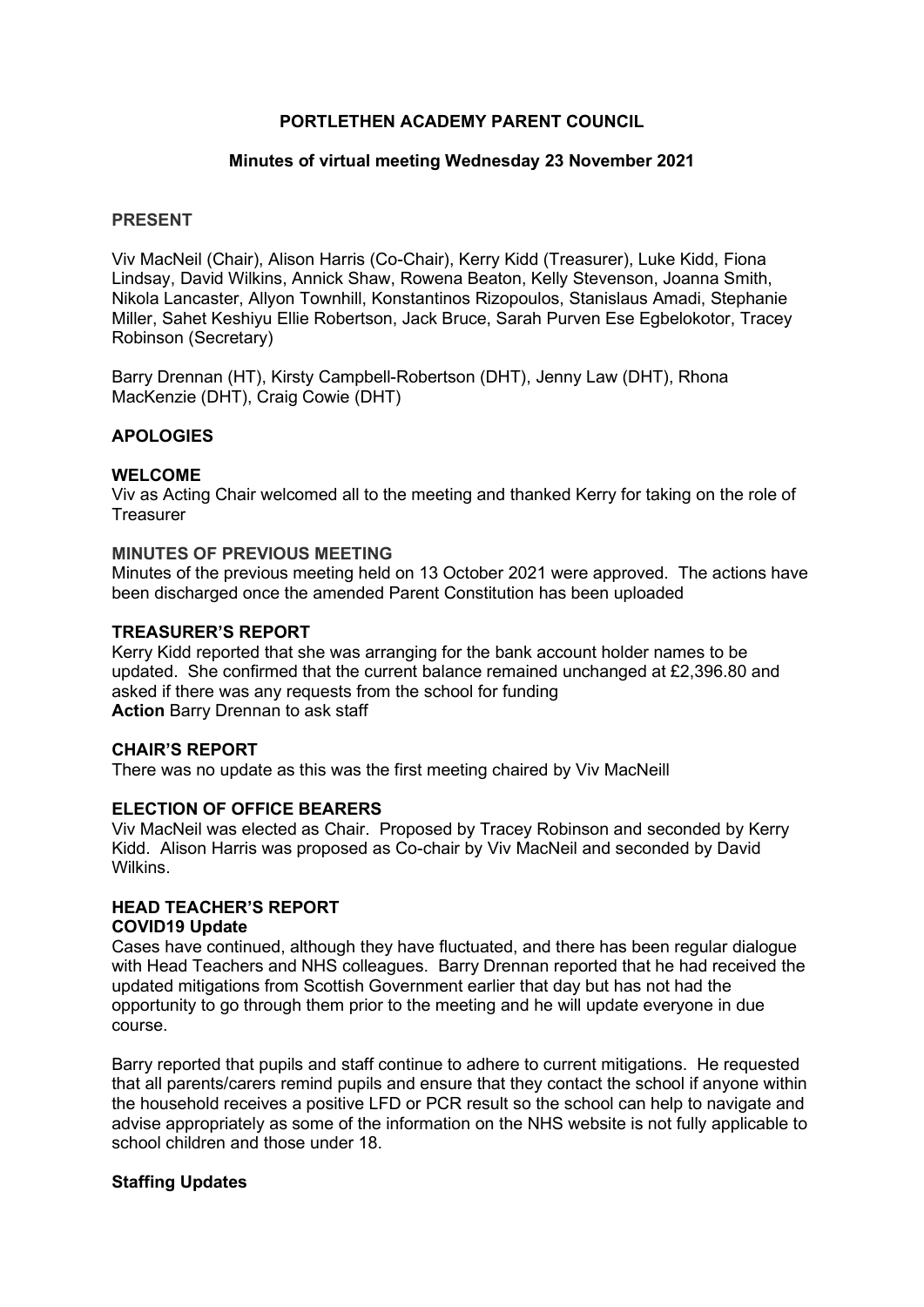# PORTLETHEN ACADEMY PARENT COUNCIL

## Minutes of virtual meeting Wednesday 23 November 2021

### PRESENT

Viv MacNeil (Chair), Alison Harris (Co-Chair), Kerry Kidd (Treasurer), Luke Kidd, Fiona Lindsay, David Wilkins, Annick Shaw, Rowena Beaton, Kelly Stevenson, Joanna Smith, Nikola Lancaster, Allyon Townhill, Konstantinos Rizopoulos, Stanislaus Amadi, Stephanie Miller, Sahet Keshiyu Ellie Robertson, Jack Bruce, Sarah Purven Ese Egbelokotor, Tracey Robinson (Secretary)

Barry Drennan (HT), Kirsty Campbell-Robertson (DHT), Jenny Law (DHT), Rhona MacKenzie (DHT), Craig Cowie (DHT)

### APOLOGIES

### WELCOME

Viv as Acting Chair welcomed all to the meeting and thanked Kerry for taking on the role of Treasurer

### MINUTES OF PREVIOUS MEETING

Minutes of the previous meeting held on 13 October 2021 were approved. The actions have been discharged once the amended Parent Constitution has been uploaded

### TREASURER'S REPORT

Kerry Kidd reported that she was arranging for the bank account holder names to be updated. She confirmed that the current balance remained unchanged at £2,396.80 and asked if there was any requests from the school for funding
**Action** Barry Drennan to ask staff

### CHAIR'S REPORT

There was no update as this was the first meeting chaired by Viv MacNeill

### ELECTION OF OFFICE BEARERS

Viv MacNeil was elected as Chair. Proposed by Tracey Robinson and seconded by Kerry Kidd. Alison Harris was proposed as Co-chair by Viv MacNeil and seconded by David Wilkins.

### HEAD TEACHER'S REPORT

**COVID19 Update**

Cases have continued, although they have fluctuated, and there has been regular dialogue with Head Teachers and NHS colleagues. Barry Drennan reported that he had received the updated mitigations from Scottish Government earlier that day but has not had the opportunity to go through them prior to the meeting and he will update everyone in due course.

Barry reported that pupils and staff continue to adhere to current mitigations. He requested that all parents/carers remind pupils and ensure that they contact the school if anyone within the household receives a positive LFD or PCR result so the school can help to navigate and advise appropriately as some of the information on the NHS website is not fully applicable to school children and those under 18.

**Staffing Updates**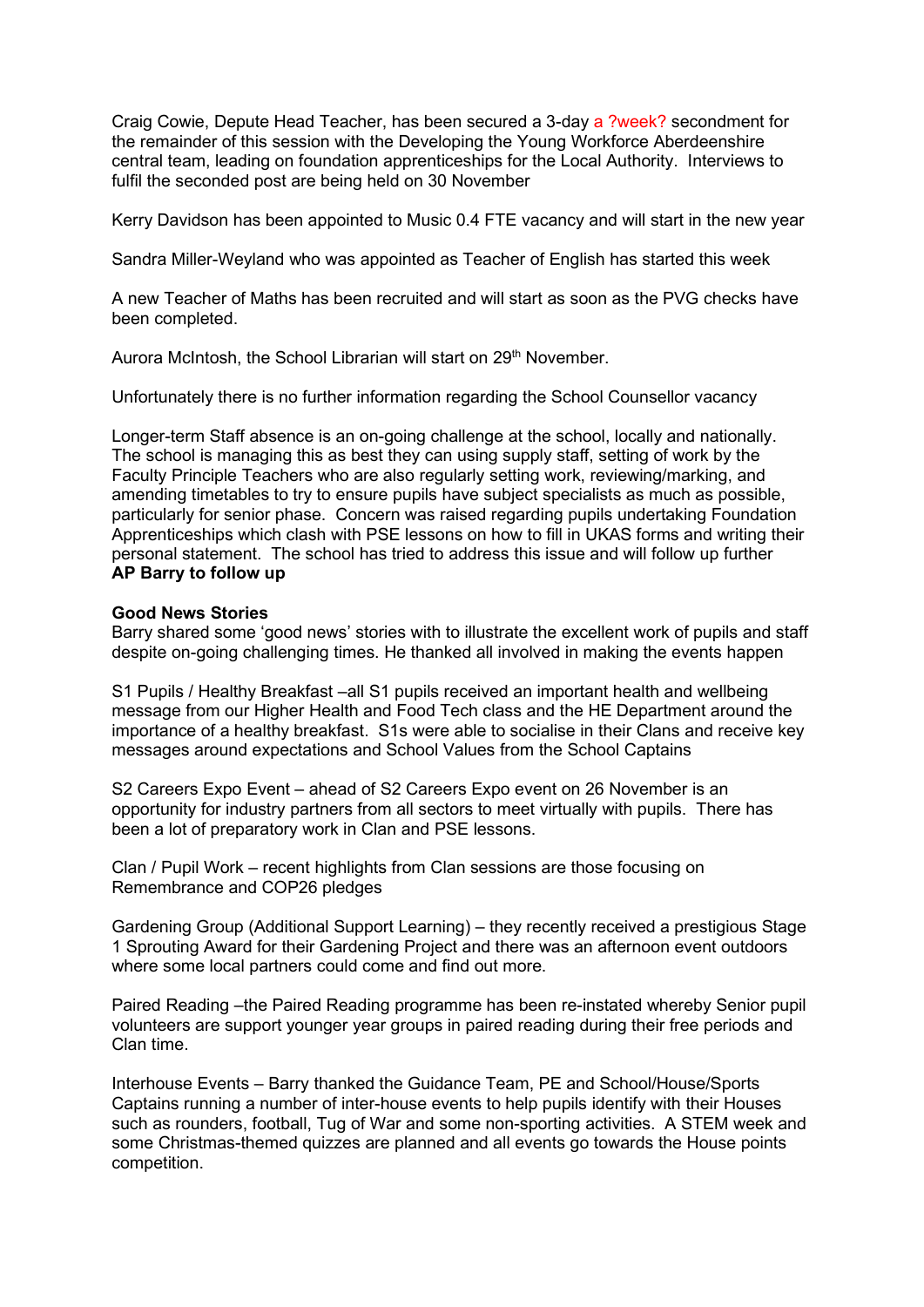Craig Cowie, Depute Head Teacher, has been secured a 3-day a ?week? secondment for the remainder of this session with the Developing the Young Workforce Aberdeenshire central team, leading on foundation apprenticeships for the Local Authority. Interviews to fulfil the seconded post are being held on 30 November

Kerry Davidson has been appointed to Music 0.4 FTE vacancy and will start in the new year

Sandra Miller-Weyland who was appointed as Teacher of English has started this week

A new Teacher of Maths has been recruited and will start as soon as the PVG checks have been completed.

Aurora McIntosh, the School Librarian will start on 29th November.

Unfortunately there is no further information regarding the School Counsellor vacancy

Longer-term Staff absence is an on-going challenge at the school, locally and nationally. The school is managing this as best they can using supply staff, setting of work by the Faculty Principle Teachers who are also regularly setting work, reviewing/marking, and amending timetables to try to ensure pupils have subject specialists as much as possible, particularly for senior phase. Concern was raised regarding pupils undertaking Foundation Apprenticeships which clash with PSE lessons on how to fill in UKAS forms and writing their personal statement. The school has tried to address this issue and will follow up further
**AP Barry to follow up**

**Good News Stories**
Barry shared some 'good news' stories with to illustrate the excellent work of pupils and staff despite on-going challenging times. He thanked all involved in making the events happen

S1 Pupils / Healthy Breakfast –all S1 pupils received an important health and wellbeing message from our Higher Health and Food Tech class and the HE Department around the importance of a healthy breakfast. S1s were able to socialise in their Clans and receive key messages around expectations and School Values from the School Captains

S2 Careers Expo Event – ahead of S2 Careers Expo event on 26 November is an opportunity for industry partners from all sectors to meet virtually with pupils. There has been a lot of preparatory work in Clan and PSE lessons.

Clan / Pupil Work – recent highlights from Clan sessions are those focusing on Remembrance and COP26 pledges

Gardening Group (Additional Support Learning) – they recently received a prestigious Stage 1 Sprouting Award for their Gardening Project and there was an afternoon event outdoors where some local partners could come and find out more.

Paired Reading –the Paired Reading programme has been re-instated whereby Senior pupil volunteers are support younger year groups in paired reading during their free periods and Clan time.

Interhouse Events – Barry thanked the Guidance Team, PE and School/House/Sports Captains running a number of inter-house events to help pupils identify with their Houses such as rounders, football, Tug of War and some non-sporting activities. A STEM week and some Christmas-themed quizzes are planned and all events go towards the House points competition.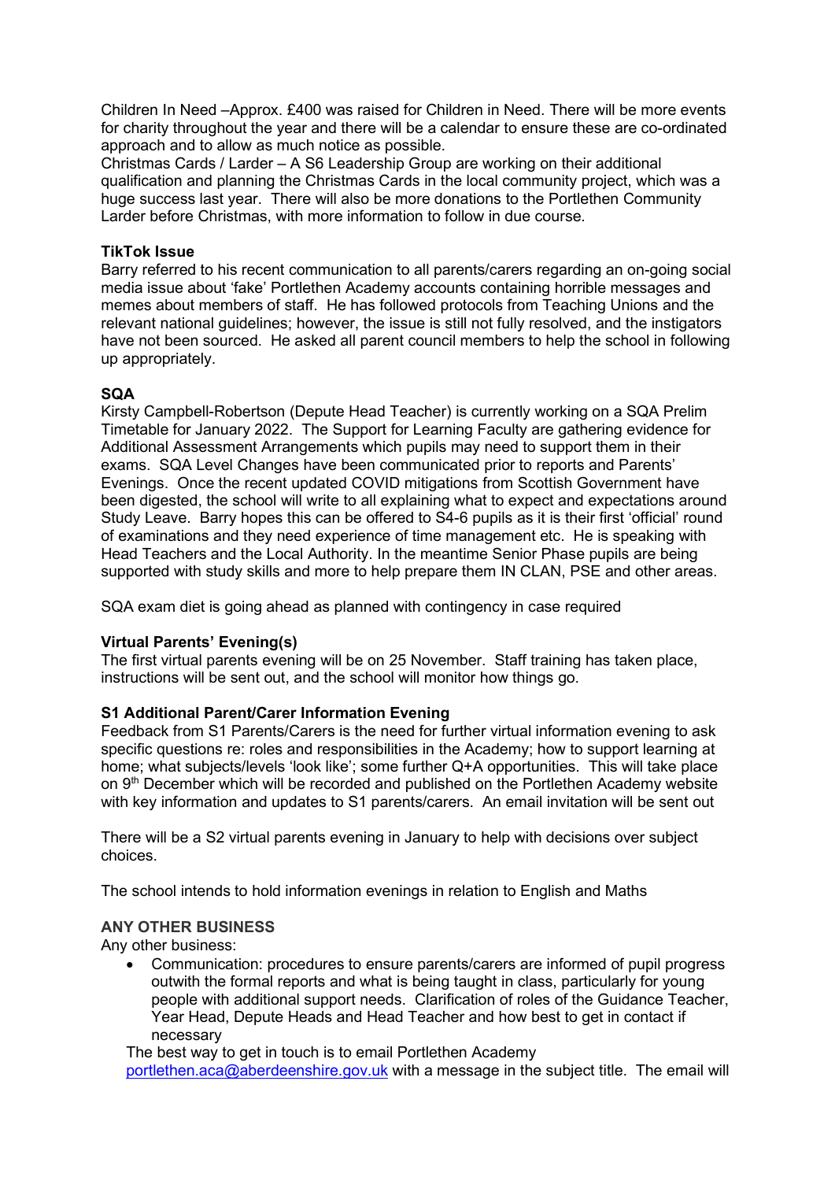Children In Need –Approx. £400 was raised for Children in Need. There will be more events for charity throughout the year and there will be a calendar to ensure these are co-ordinated approach and to allow as much notice as possible.
Christmas Cards / Larder – A S6 Leadership Group are working on their additional qualification and planning the Christmas Cards in the local community project, which was a huge success last year. There will also be more donations to the Portlethen Community Larder before Christmas, with more information to follow in due course.

**TikTok Issue**

Barry referred to his recent communication to all parents/carers regarding an on-going social media issue about 'fake' Portlethen Academy accounts containing horrible messages and memes about members of staff. He has followed protocols from Teaching Unions and the relevant national guidelines; however, the issue is still not fully resolved, and the instigators have not been sourced. He asked all parent council members to help the school in following up appropriately.

**SQA**

Kirsty Campbell-Robertson (Depute Head Teacher) is currently working on a SQA Prelim Timetable for January 2022. The Support for Learning Faculty are gathering evidence for Additional Assessment Arrangements which pupils may need to support them in their exams. SQA Level Changes have been communicated prior to reports and Parents' Evenings. Once the recent updated COVID mitigations from Scottish Government have been digested, the school will write to all explaining what to expect and expectations around Study Leave. Barry hopes this can be offered to S4-6 pupils as it is their first 'official' round of examinations and they need experience of time management etc. He is speaking with Head Teachers and the Local Authority. In the meantime Senior Phase pupils are being supported with study skills and more to help prepare them IN CLAN, PSE and other areas.

SQA exam diet is going ahead as planned with contingency in case required

**Virtual Parents' Evening(s)**

The first virtual parents evening will be on 25 November. Staff training has taken place, instructions will be sent out, and the school will monitor how things go.

**S1 Additional Parent/Carer Information Evening**

Feedback from S1 Parents/Carers is the need for further virtual information evening to ask specific questions re: roles and responsibilities in the Academy; how to support learning at home; what subjects/levels 'look like'; some further Q+A opportunities. This will take place on 9th December which will be recorded and published on the Portlethen Academy website with key information and updates to S1 parents/carers. An email invitation will be sent out

There will be a S2 virtual parents evening in January to help with decisions over subject choices.

The school intends to hold information evenings in relation to English and Maths

**ANY OTHER BUSINESS**

Any other business:

- Communication: procedures to ensure parents/carers are informed of pupil progress outwith the formal reports and what is being taught in class, particularly for young people with additional support needs. Clarification of roles of the Guidance Teacher, Year Head, Depute Heads and Head Teacher and how best to get in contact if necessary

The best way to get in touch is to email Portlethen Academy [portlethen.aca@aberdeenshire.gov.uk](mailto:portlethen.aca@aberdeenshire.gov.uk) with a message in the subject title. The email will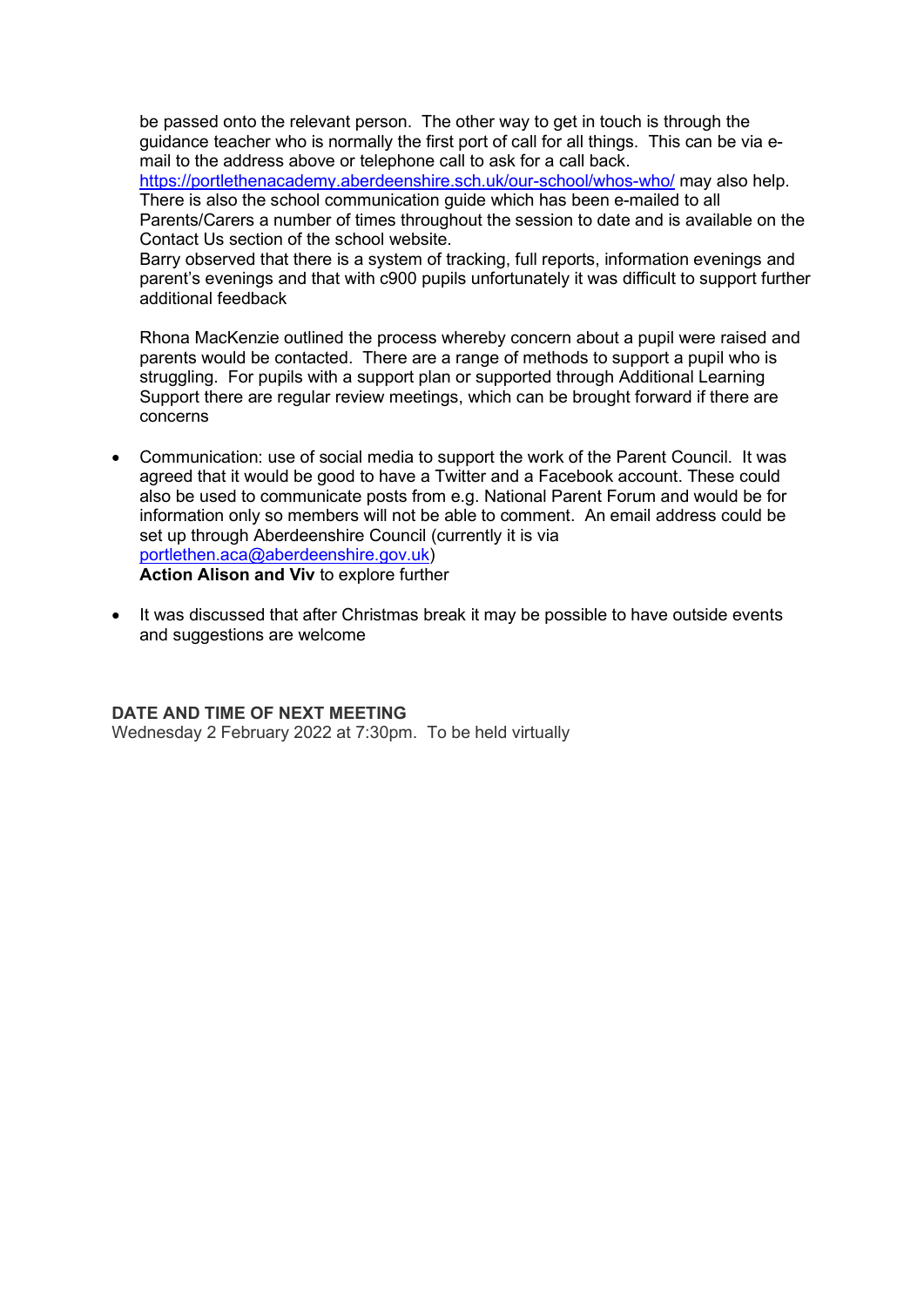be passed onto the relevant person. The other way to get in touch is through the guidance teacher who is normally the first port of call for all things. This can be via e-mail to the address above or telephone call to ask for a call back.
https://portlethenacademy.aberdeenshire.sch.uk/our-school/whos-who/ may also help. There is also the school communication guide which has been e-mailed to all Parents/Carers a number of times throughout the session to date and is available on the Contact Us section of the school website.
Barry observed that there is a system of tracking, full reports, information evenings and parent's evenings and that with c900 pupils unfortunately it was difficult to support further additional feedback

Rhona MacKenzie outlined the process whereby concern about a pupil were raised and parents would be contacted. There are a range of methods to support a pupil who is struggling. For pupils with a support plan or supported through Additional Learning Support there are regular review meetings, which can be brought forward if there are concerns

- Communication: use of social media to support the work of the Parent Council. It was agreed that it would be good to have a Twitter and a Facebook account. These could also be used to communicate posts from e.g. National Parent Forum and would be for information only so members will not be able to comment. An email address could be set up through Aberdeenshire Council (currently it is via portlethen.aca@aberdeenshire.gov.uk)
  **Action Alison and Viv** to explore further

- It was discussed that after Christmas break it may be possible to have outside events and suggestions are welcome

**DATE AND TIME OF NEXT MEETING**
Wednesday 2 February 2022 at 7:30pm. To be held virtually